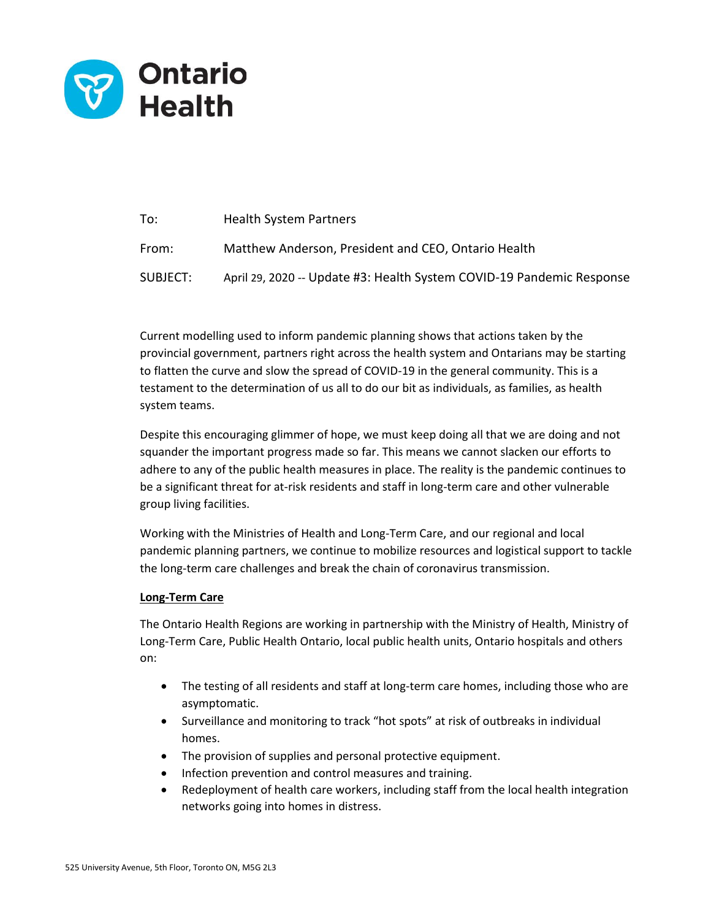# Ontario Health

To: Health System Partners

From: Matthew Anderson, President and CEO, Ontario Health

SUBJECT: April 29, 2020 -- Update #3: Health System COVID-19 Pandemic Response

Current modelling used to inform pandemic planning shows that actions taken by the provincial government, partners right across the health system and Ontarians may be starting to flatten the curve and slow the spread of COVID-19 in the general community. This is a testament to the determination of us all to do our bit as individuals, as families, as health system teams.

Despite this encouraging glimmer of hope, we must keep doing all that we are doing and not squander the important progress made so far. This means we cannot slacken our efforts to adhere to any of the public health measures in place. The reality is the pandemic continues to be a significant threat for at-risk residents and staff in long-term care and other vulnerable group living facilities.

Working with the Ministries of Health and Long-Term Care, and our regional and local pandemic planning partners, we continue to mobilize resources and logistical support to tackle the long-term care challenges and break the chain of coronavirus transmission.

## Long-Term Care

The Ontario Health Regions are working in partnership with the Ministry of Health, Ministry of Long-Term Care, Public Health Ontario, local public health units, Ontario hospitals and others on:

- The testing of all residents and staff at long-term care homes, including those who are asymptomatic.
- Surveillance and monitoring to track "hot spots" at risk of outbreaks in individual homes.
- The provision of supplies and personal protective equipment.
- Infection prevention and control measures and training.
- Redeployment of health care workers, including staff from the local health integration networks going into homes in distress.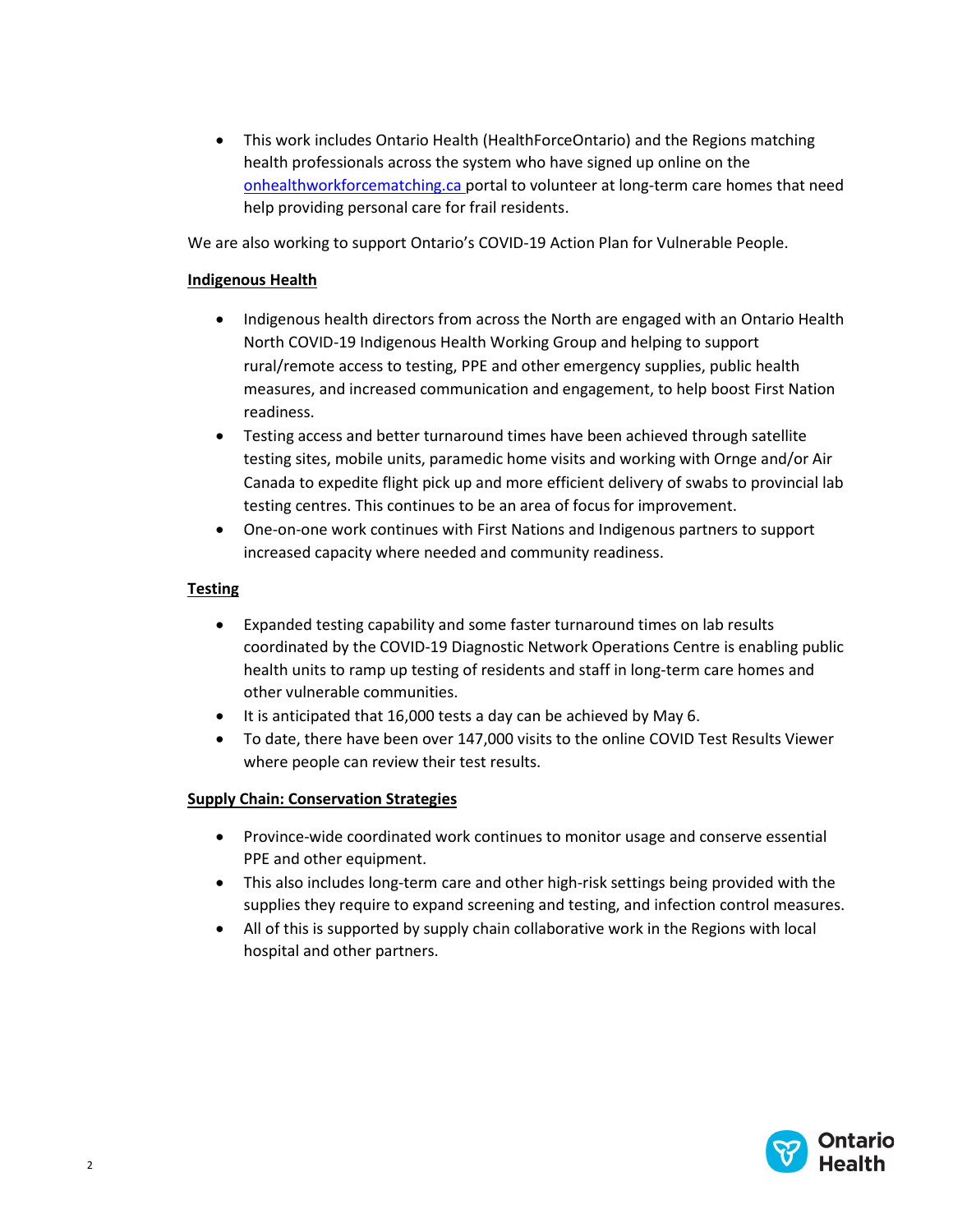- This work includes Ontario Health (HealthForceOntario) and the Regions matching health professionals across the system who have signed up online on the onhealthworkforcematching.ca portal to volunteer at long-term care homes that need help providing personal care for frail residents.

We are also working to support Ontario's COVID-19 Action Plan for Vulnerable People.

**Indigenous Health**

- Indigenous health directors from across the North are engaged with an Ontario Health North COVID-19 Indigenous Health Working Group and helping to support rural/remote access to testing, PPE and other emergency supplies, public health measures, and increased communication and engagement, to help boost First Nation readiness.
- Testing access and better turnaround times have been achieved through satellite testing sites, mobile units, paramedic home visits and working with Ornge and/or Air Canada to expedite flight pick up and more efficient delivery of swabs to provincial lab testing centres. This continues to be an area of focus for improvement.
- One-on-one work continues with First Nations and Indigenous partners to support increased capacity where needed and community readiness.

**Testing**

- Expanded testing capability and some faster turnaround times on lab results coordinated by the COVID-19 Diagnostic Network Operations Centre is enabling public health units to ramp up testing of residents and staff in long-term care homes and other vulnerable communities.
- It is anticipated that 16,000 tests a day can be achieved by May 6.
- To date, there have been over 147,000 visits to the online COVID Test Results Viewer where people can review their test results.

**Supply Chain: Conservation Strategies**

- Province-wide coordinated work continues to monitor usage and conserve essential PPE and other equipment.
- This also includes long-term care and other high-risk settings being provided with the supplies they require to expand screening and testing, and infection control measures.
- All of this is supported by supply chain collaborative work in the Regions with local hospital and other partners.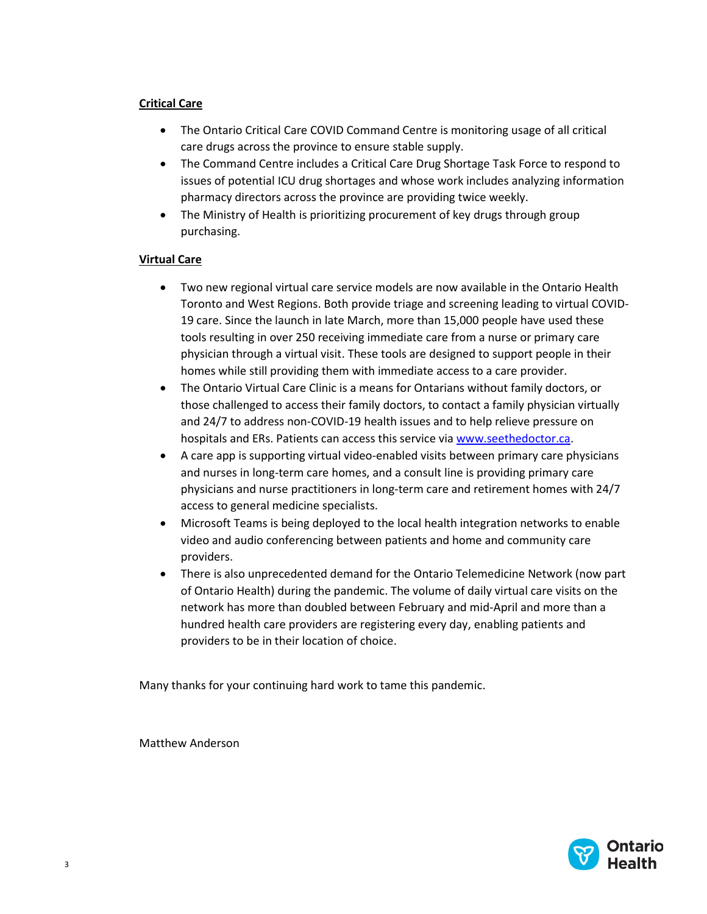**<u>Critical Care</u>**

- The Ontario Critical Care COVID Command Centre is monitoring usage of all critical care drugs across the province to ensure stable supply.
- The Command Centre includes a Critical Care Drug Shortage Task Force to respond to issues of potential ICU drug shortages and whose work includes analyzing information pharmacy directors across the province are providing twice weekly.
- The Ministry of Health is prioritizing procurement of key drugs through group purchasing.

**<u>Virtual Care</u>**

- Two new regional virtual care service models are now available in the Ontario Health Toronto and West Regions. Both provide triage and screening leading to virtual COVID-19 care. Since the launch in late March, more than 15,000 people have used these tools resulting in over 250 receiving immediate care from a nurse or primary care physician through a virtual visit. These tools are designed to support people in their homes while still providing them with immediate access to a care provider.
- The Ontario Virtual Care Clinic is a means for Ontarians without family doctors, or those challenged to access their family doctors, to contact a family physician virtually and 24/7 to address non-COVID-19 health issues and to help relieve pressure on hospitals and ERs. Patients can access this service via [www.seethedoctor.ca](http://www.seethedoctor.ca).
- A care app is supporting virtual video-enabled visits between primary care physicians and nurses in long-term care homes, and a consult line is providing primary care physicians and nurse practitioners in long-term care and retirement homes with 24/7 access to general medicine specialists.
- Microsoft Teams is being deployed to the local health integration networks to enable video and audio conferencing between patients and home and community care providers.
- There is also unprecedented demand for the Ontario Telemedicine Network (now part of Ontario Health) during the pandemic. The volume of daily virtual care visits on the network has more than doubled between February and mid-April and more than a hundred health care providers are registering every day, enabling patients and providers to be in their location of choice.

Many thanks for your continuing hard work to tame this pandemic.

Matthew Anderson